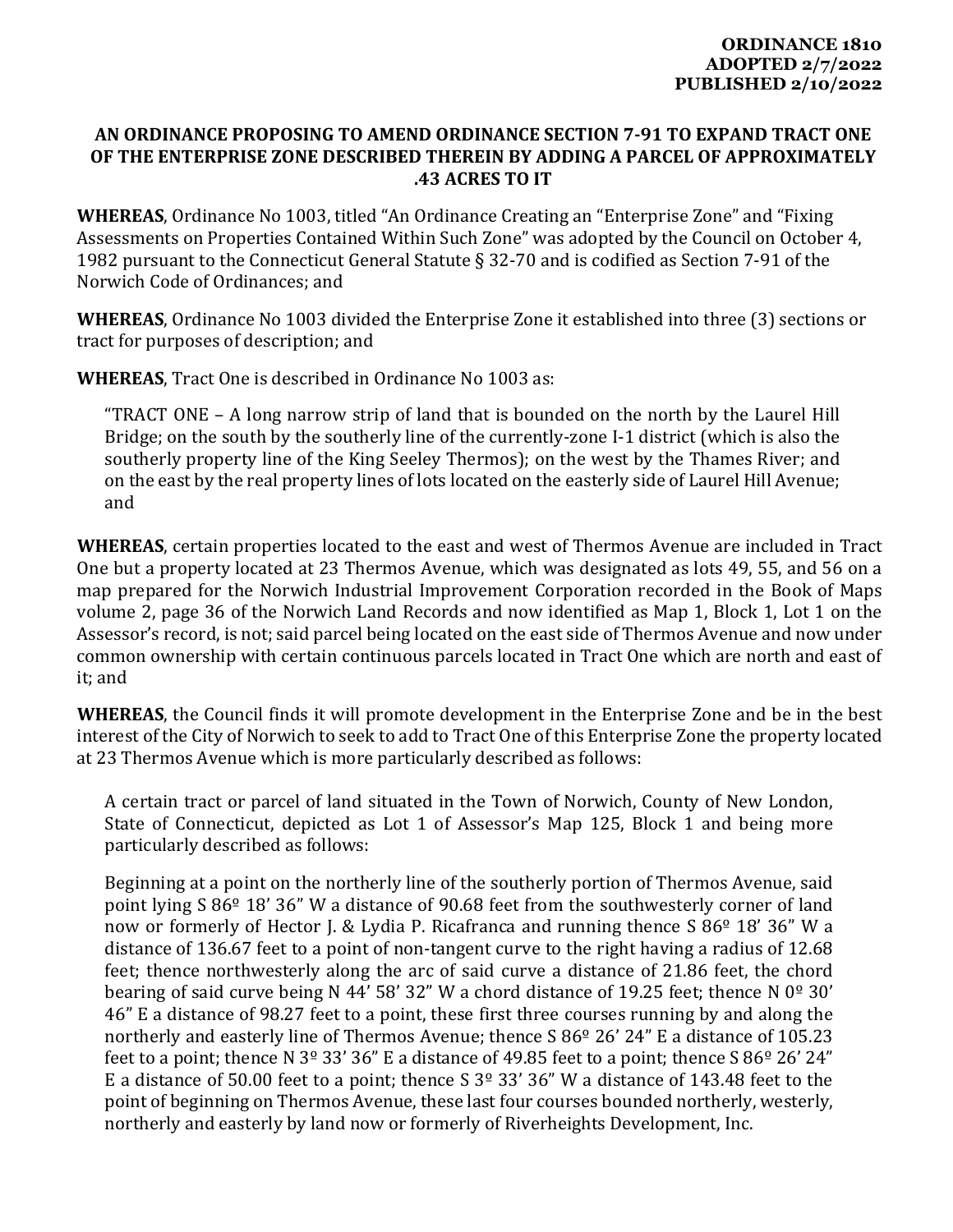**ORDINANCE 1810**
**ADOPTED 2/7/2022**
**PUBLISHED 2/10/2022**

# AN ORDINANCE PROPOSING TO AMEND ORDINANCE SECTION 7-91 TO EXPAND TRACT ONE OF THE ENTERPRISE ZONE DESCRIBED THEREIN BY ADDING A PARCEL OF APPROXIMATELY .43 ACRES TO IT

**WHEREAS**, Ordinance No 1003, titled "An Ordinance Creating an "Enterprise Zone" and "Fixing Assessments on Properties Contained Within Such Zone" was adopted by the Council on October 4, 1982 pursuant to the Connecticut General Statute § 32-70 and is codified as Section 7-91 of the Norwich Code of Ordinances; and

**WHEREAS**, Ordinance No 1003 divided the Enterprise Zone it established into three (3) sections or tract for purposes of description; and

**WHEREAS**, Tract One is described in Ordinance No 1003 as:

> "TRACT ONE – A long narrow strip of land that is bounded on the north by the Laurel Hill Bridge; on the south by the southerly line of the currently-zone I-1 district (which is also the southerly property line of the King Seeley Thermos); on the west by the Thames River; and on the east by the real property lines of lots located on the easterly side of Laurel Hill Avenue; and

**WHEREAS**, certain properties located to the east and west of Thermos Avenue are included in Tract One but a property located at 23 Thermos Avenue, which was designated as lots 49, 55, and 56 on a map prepared for the Norwich Industrial Improvement Corporation recorded in the Book of Maps volume 2, page 36 of the Norwich Land Records and now identified as Map 1, Block 1, Lot 1 on the Assessor's record, is not; said parcel being located on the east side of Thermos Avenue and now under common ownership with certain continuous parcels located in Tract One which are north and east of it; and

**WHEREAS**, the Council finds it will promote development in the Enterprise Zone and be in the best interest of the City of Norwich to seek to add to Tract One of this Enterprise Zone the property located at 23 Thermos Avenue which is more particularly described as follows:

> A certain tract or parcel of land situated in the Town of Norwich, County of New London, State of Connecticut, depicted as Lot 1 of Assessor's Map 125, Block 1 and being more particularly described as follows:
>
> Beginning at a point on the northerly line of the southerly portion of Thermos Avenue, said point lying S 86º 18' 36" W a distance of 90.68 feet from the southwesterly corner of land now or formerly of Hector J. & Lydia P. Ricafranca and running thence S 86º 18' 36" W a distance of 136.67 feet to a point of non-tangent curve to the right having a radius of 12.68 feet; thence northwesterly along the arc of said curve a distance of 21.86 feet, the chord bearing of said curve being N 44' 58' 32" W a chord distance of 19.25 feet; thence N 0º 30' 46" E a distance of 98.27 feet to a point, these first three courses running by and along the northerly and easterly line of Thermos Avenue; thence S 86º 26' 24" E a distance of 105.23 feet to a point; thence N 3º 33' 36" E a distance of 49.85 feet to a point; thence S 86º 26' 24" E a distance of 50.00 feet to a point; thence S 3º 33' 36" W a distance of 143.48 feet to the point of beginning on Thermos Avenue, these last four courses bounded northerly, westerly, northerly and easterly by land now or formerly of Riverheights Development, Inc.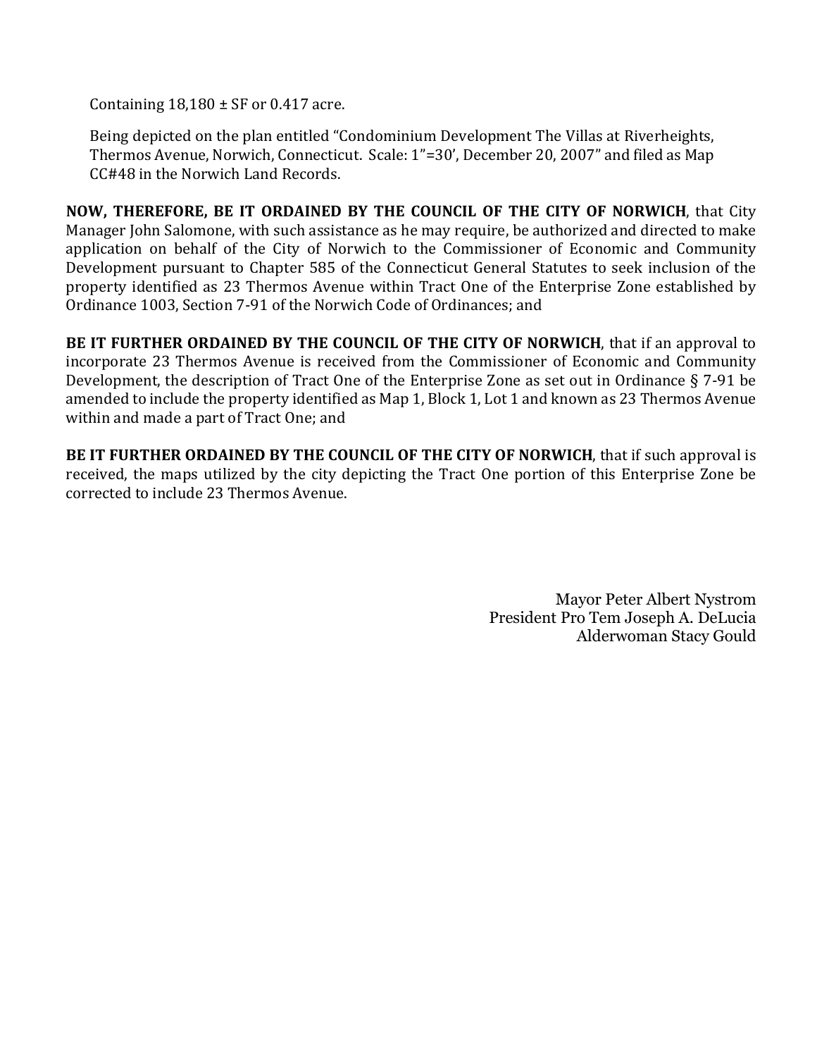Containing 18,180 ± SF or 0.417 acre.

Being depicted on the plan entitled "Condominium Development The Villas at Riverheights, Thermos Avenue, Norwich, Connecticut. Scale: 1"=30', December 20, 2007" and filed as Map CC#48 in the Norwich Land Records.

**NOW, THEREFORE, BE IT ORDAINED BY THE COUNCIL OF THE CITY OF NORWICH**, that City Manager John Salomone, with such assistance as he may require, be authorized and directed to make application on behalf of the City of Norwich to the Commissioner of Economic and Community Development pursuant to Chapter 585 of the Connecticut General Statutes to seek inclusion of the property identified as 23 Thermos Avenue within Tract One of the Enterprise Zone established by Ordinance 1003, Section 7-91 of the Norwich Code of Ordinances; and

**BE IT FURTHER ORDAINED BY THE COUNCIL OF THE CITY OF NORWICH**, that if an approval to incorporate 23 Thermos Avenue is received from the Commissioner of Economic and Community Development, the description of Tract One of the Enterprise Zone as set out in Ordinance § 7-91 be amended to include the property identified as Map 1, Block 1, Lot 1 and known as 23 Thermos Avenue within and made a part of Tract One; and

**BE IT FURTHER ORDAINED BY THE COUNCIL OF THE CITY OF NORWICH**, that if such approval is received, the maps utilized by the city depicting the Tract One portion of this Enterprise Zone be corrected to include 23 Thermos Avenue.

Mayor Peter Albert Nystrom
President Pro Tem Joseph A. DeLucia
Alderwoman Stacy Gould